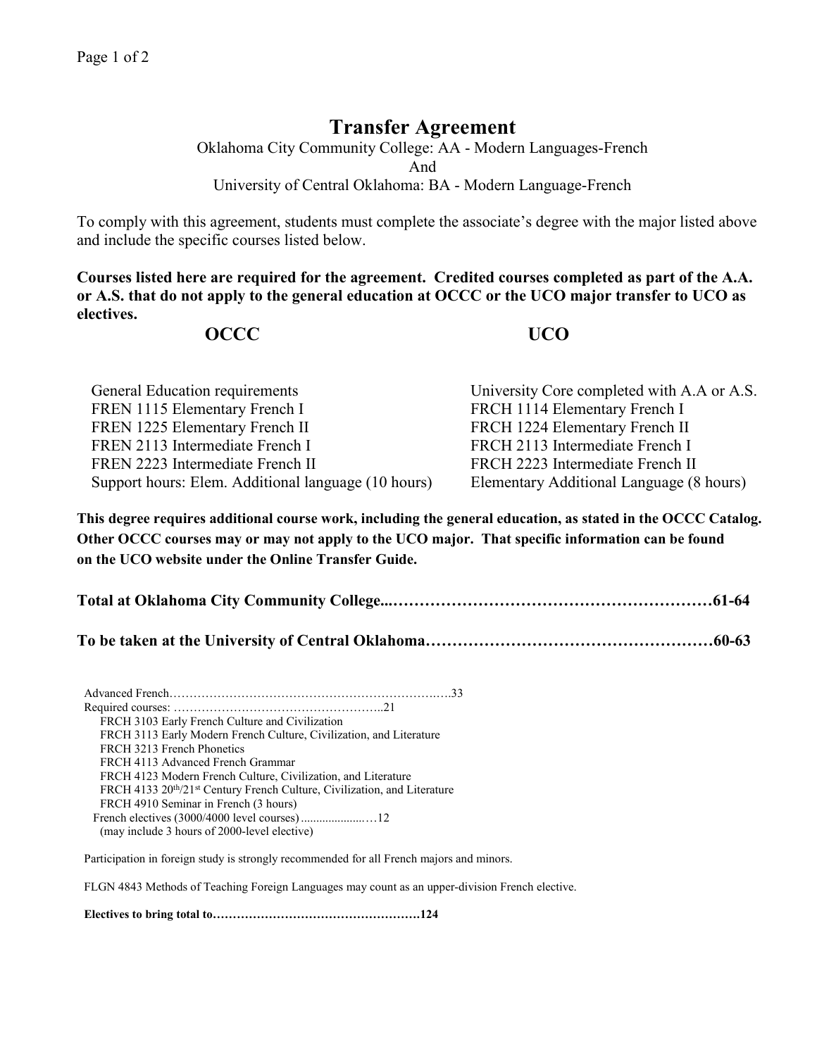# Transfer Agreement

Oklahoma City Community College: AA - Modern Languages-French
And
University of Central Oklahoma: BA - Modern Language-French

To comply with this agreement, students must complete the associate's degree with the major listed above and include the specific courses listed below.

**Courses listed here are required for the agreement. Credited courses completed as part of the A.A. or A.S. that do not apply to the general education at OCCC or the UCO major transfer to UCO as electives.**

| OCCC | UCO |
| --- | --- |
| General Education requirements | University Core completed with A.A or A.S. |
| FREN 1115 Elementary French I | FRCH 1114 Elementary French I |
| FREN 1225 Elementary French II | FRCH 1224 Elementary French II |
| FREN 2113 Intermediate French I | FRCH 2113 Intermediate French I |
| FREN 2223 Intermediate French II | FRCH 2223 Intermediate French II |
| Support hours: Elem. Additional language (10 hours) | Elementary Additional Language (8 hours) |

**This degree requires additional course work, including the general education, as stated in the OCCC Catalog. Other OCCC courses may or may not apply to the UCO major. That specific information can be found on the UCO website under the Online Transfer Guide.**

**Total at Oklahoma City Community College...……………………………………………………61-64**

**To be taken at the University of Central Oklahoma………………………………………………60-63**

Advanced French……………………………………………………………….33

Required courses: ……………………………………………..21

- FRCH 3103 Early French Culture and Civilization
- FRCH 3113 Early Modern French Culture, Civilization, and Literature
- FRCH 3213 French Phonetics
- FRCH 4113 Advanced French Grammar
- FRCH 4123 Modern French Culture, Civilization, and Literature
- FRCH 4133 20th/21st Century French Culture, Civilization, and Literature
- FRCH 4910 Seminar in French (3 hours)

French electives (3000/4000 level courses)....................…12
(may include 3 hours of 2000-level elective)

Participation in foreign study is strongly recommended for all French majors and minors.

FLGN 4843 Methods of Teaching Foreign Languages may count as an upper-division French elective.

**Electives to bring total to……………………………………………124**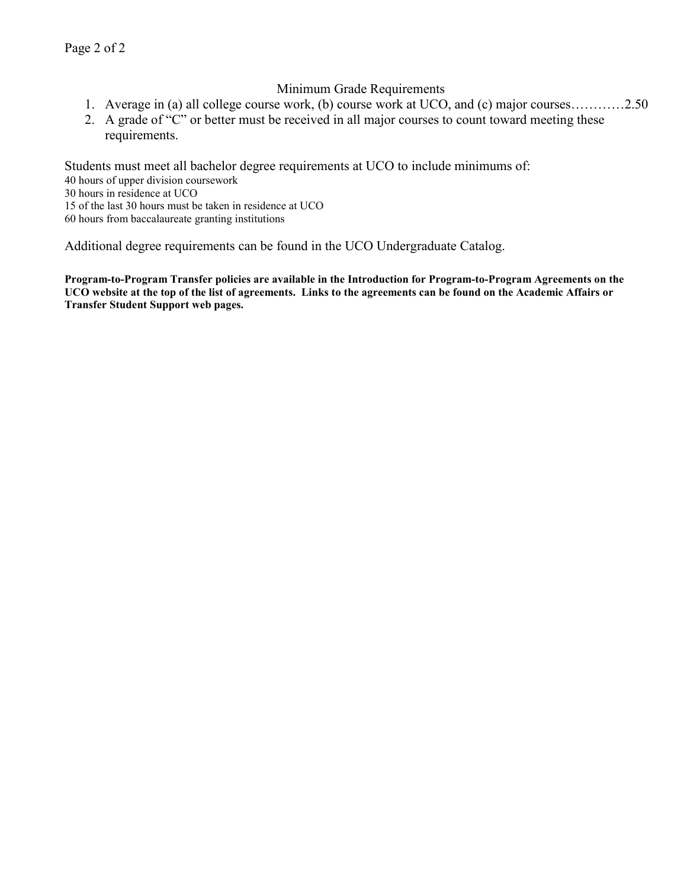## Minimum Grade Requirements

1. Average in (a) all college course work, (b) course work at UCO, and (c) major courses…………2.50
2. A grade of "C" or better must be received in all major courses to count toward meeting these requirements.

Students must meet all bachelor degree requirements at UCO to include minimums of:

40 hours of upper division coursework
30 hours in residence at UCO
15 of the last 30 hours must be taken in residence at UCO
60 hours from baccalaureate granting institutions

Additional degree requirements can be found in the UCO Undergraduate Catalog.

**Program-to-Program Transfer policies are available in the Introduction for Program-to-Program Agreements on the UCO website at the top of the list of agreements. Links to the agreements can be found on the Academic Affairs or Transfer Student Support web pages.**